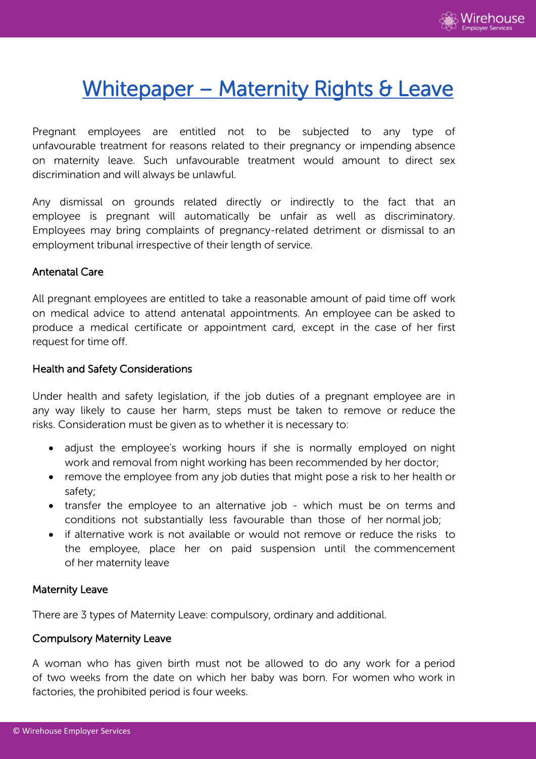# Whitepaper – Maternity Rights & Leave

Pregnant employees are entitled not to be subjected to any type of unfavourable treatment for reasons related to their pregnancy or impending absence on maternity leave. Such unfavourable treatment would amount to direct sex discrimination and will always be unlawful.

Any dismissal on grounds related directly or indirectly to the fact that an employee is pregnant will automatically be unfair as well as discriminatory. Employees may bring complaints of pregnancy-related detriment or dismissal to an employment tribunal irrespective of their length of service.

## Antenatal Care

All pregnant employees are entitled to take a reasonable amount of paid time off work on medical advice to attend antenatal appointments. An employee can be asked to produce a medical certificate or appointment card, except in the case of her first request for time off.

## Health and Safety Considerations

Under health and safety legislation, if the job duties of a pregnant employee are in any way likely to cause her harm, steps must be taken to remove or reduce the risks. Consideration must be given as to whether it is necessary to:

- adjust the employee's working hours if she is normally employed on night work and removal from night working has been recommended by her doctor;
- remove the employee from any job duties that might pose a risk to her health or safety;
- transfer the employee to an alternative job - which must be on terms and conditions not substantially less favourable than those of her normal job;
- if alternative work is not available or would not remove or reduce the risks to the employee, place her on paid suspension until the commencement of her maternity leave

## Maternity Leave

There are 3 types of Maternity Leave: compulsory, ordinary and additional.

## Compulsory Maternity Leave

A woman who has given birth must not be allowed to do any work for a period of two weeks from the date on which her baby was born. For women who work in factories, the prohibited period is four weeks.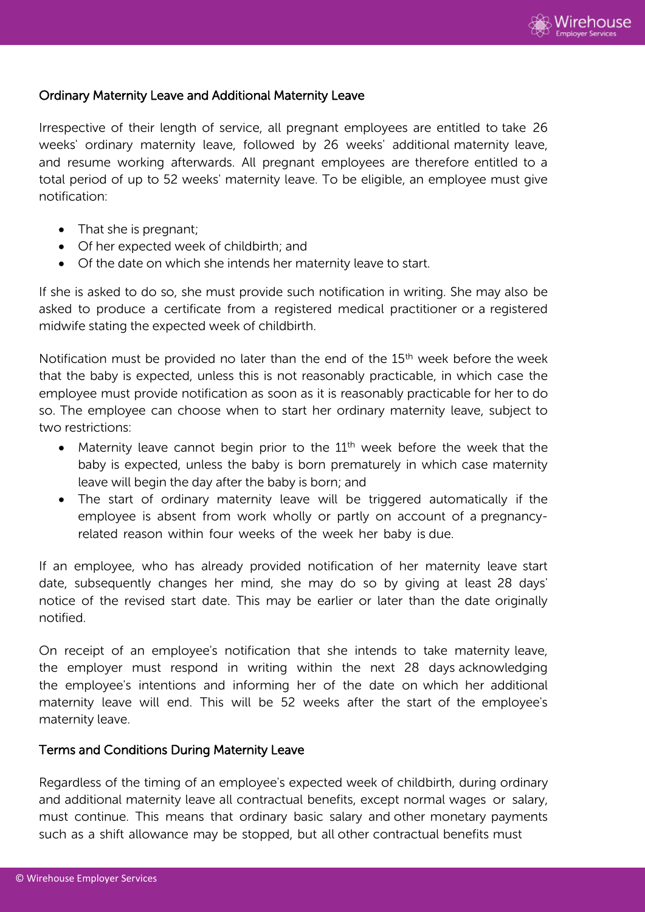## Ordinary Maternity Leave and Additional Maternity Leave

Irrespective of their length of service, all pregnant employees are entitled to take 26 weeks' ordinary maternity leave, followed by 26 weeks' additional maternity leave, and resume working afterwards. All pregnant employees are therefore entitled to a total period of up to 52 weeks' maternity leave. To be eligible, an employee must give notification:

- That she is pregnant;
- Of her expected week of childbirth; and
- Of the date on which she intends her maternity leave to start.

If she is asked to do so, she must provide such notification in writing. She may also be asked to produce a certificate from a registered medical practitioner or a registered midwife stating the expected week of childbirth.

Notification must be provided no later than the end of the 15th week before the week that the baby is expected, unless this is not reasonably practicable, in which case the employee must provide notification as soon as it is reasonably practicable for her to do so. The employee can choose when to start her ordinary maternity leave, subject to two restrictions:

- Maternity leave cannot begin prior to the 11th week before the week that the baby is expected, unless the baby is born prematurely in which case maternity leave will begin the day after the baby is born; and
- The start of ordinary maternity leave will be triggered automatically if the employee is absent from work wholly or partly on account of a pregnancy-related reason within four weeks of the week her baby is due.

If an employee, who has already provided notification of her maternity leave start date, subsequently changes her mind, she may do so by giving at least 28 days' notice of the revised start date. This may be earlier or later than the date originally notified.

On receipt of an employee's notification that she intends to take maternity leave, the employer must respond in writing within the next 28 days acknowledging the employee's intentions and informing her of the date on which her additional maternity leave will end. This will be 52 weeks after the start of the employee's maternity leave.

## Terms and Conditions During Maternity Leave

Regardless of the timing of an employee's expected week of childbirth, during ordinary and additional maternity leave all contractual benefits, except normal wages or salary, must continue. This means that ordinary basic salary and other monetary payments such as a shift allowance may be stopped, but all other contractual benefits must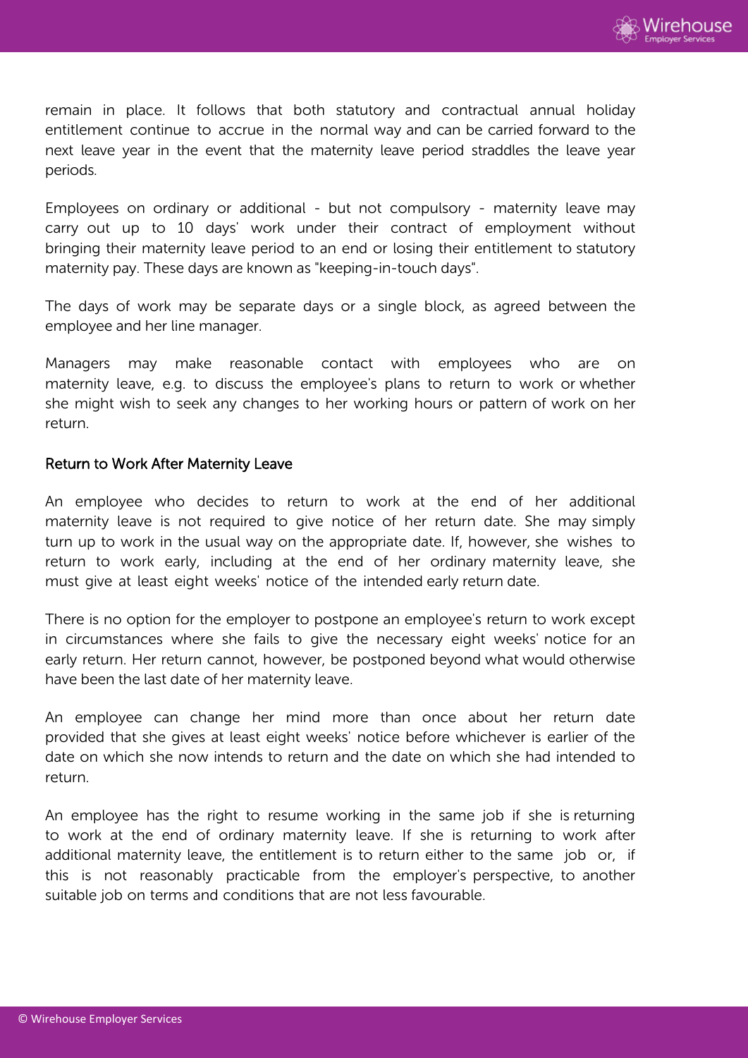remain in place. It follows that both statutory and contractual annual holiday entitlement continue to accrue in the normal way and can be carried forward to the next leave year in the event that the maternity leave period straddles the leave year periods.

Employees on ordinary or additional - but not compulsory - maternity leave may carry out up to 10 days' work under their contract of employment without bringing their maternity leave period to an end or losing their entitlement to statutory maternity pay. These days are known as "keeping-in-touch days".

The days of work may be separate days or a single block, as agreed between the employee and her line manager.

Managers may make reasonable contact with employees who are on maternity leave, e.g. to discuss the employee's plans to return to work or whether she might wish to seek any changes to her working hours or pattern of work on her return.

## Return to Work After Maternity Leave

An employee who decides to return to work at the end of her additional maternity leave is not required to give notice of her return date. She may simply turn up to work in the usual way on the appropriate date. If, however, she wishes to return to work early, including at the end of her ordinary maternity leave, she must give at least eight weeks' notice of the intended early return date.

There is no option for the employer to postpone an employee's return to work except in circumstances where she fails to give the necessary eight weeks' notice for an early return. Her return cannot, however, be postponed beyond what would otherwise have been the last date of her maternity leave.

An employee can change her mind more than once about her return date provided that she gives at least eight weeks' notice before whichever is earlier of the date on which she now intends to return and the date on which she had intended to return.

An employee has the right to resume working in the same job if she is returning to work at the end of ordinary maternity leave. If she is returning to work after additional maternity leave, the entitlement is to return either to the same job or, if this is not reasonably practicable from the employer's perspective, to another suitable job on terms and conditions that are not less favourable.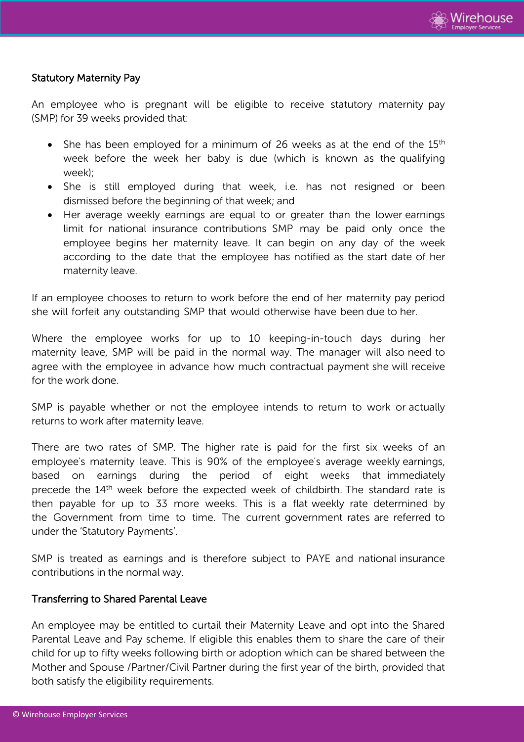### Statutory Maternity Pay

An employee who is pregnant will be eligible to receive statutory maternity pay (SMP) for 39 weeks provided that:

- She has been employed for a minimum of 26 weeks as at the end of the 15th week before the week her baby is due (which is known as the qualifying week);
- She is still employed during that week, i.e. has not resigned or been dismissed before the beginning of that week; and
- Her average weekly earnings are equal to or greater than the lower earnings limit for national insurance contributions SMP may be paid only once the employee begins her maternity leave. It can begin on any day of the week according to the date that the employee has notified as the start date of her maternity leave.

If an employee chooses to return to work before the end of her maternity pay period she will forfeit any outstanding SMP that would otherwise have been due to her.

Where the employee works for up to 10 keeping-in-touch days during her maternity leave, SMP will be paid in the normal way. The manager will also need to agree with the employee in advance how much contractual payment she will receive for the work done.

SMP is payable whether or not the employee intends to return to work or actually returns to work after maternity leave.

There are two rates of SMP. The higher rate is paid for the first six weeks of an employee's maternity leave. This is 90% of the employee's average weekly earnings, based on earnings during the period of eight weeks that immediately precede the 14th week before the expected week of childbirth. The standard rate is then payable for up to 33 more weeks. This is a flat weekly rate determined by the Government from time to time. The current government rates are referred to under the 'Statutory Payments'.

SMP is treated as earnings and is therefore subject to PAYE and national insurance contributions in the normal way.

### Transferring to Shared Parental Leave

An employee may be entitled to curtail their Maternity Leave and opt into the Shared Parental Leave and Pay scheme. If eligible this enables them to share the care of their child for up to fifty weeks following birth or adoption which can be shared between the Mother and Spouse /Partner/Civil Partner during the first year of the birth, provided that both satisfy the eligibility requirements.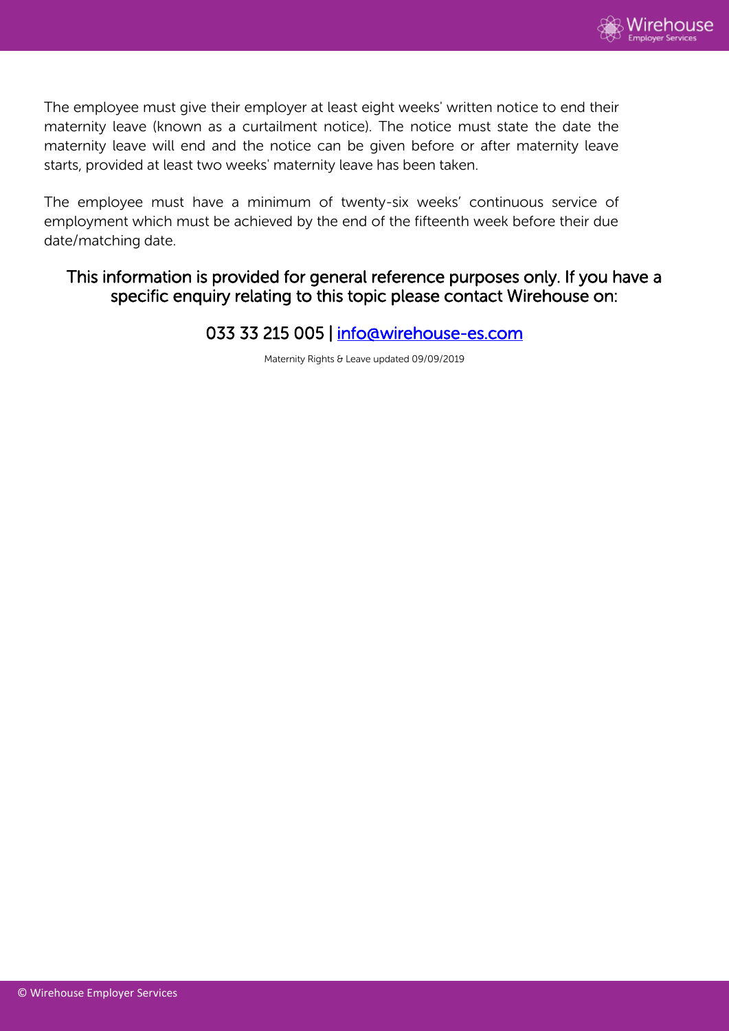The employee must give their employer at least eight weeks' written notice to end their maternity leave (known as a curtailment notice). The notice must state the date the maternity leave will end and the notice can be given before or after maternity leave starts, provided at least two weeks' maternity leave has been taken.

The employee must have a minimum of twenty-six weeks' continuous service of employment which must be achieved by the end of the fifteenth week before their due date/matching date.

This information is provided for general reference purposes only. If you have a specific enquiry relating to this topic please contact Wirehouse on:

033 33 215 005 | info@wirehouse-es.com

Maternity Rights & Leave updated 09/09/2019